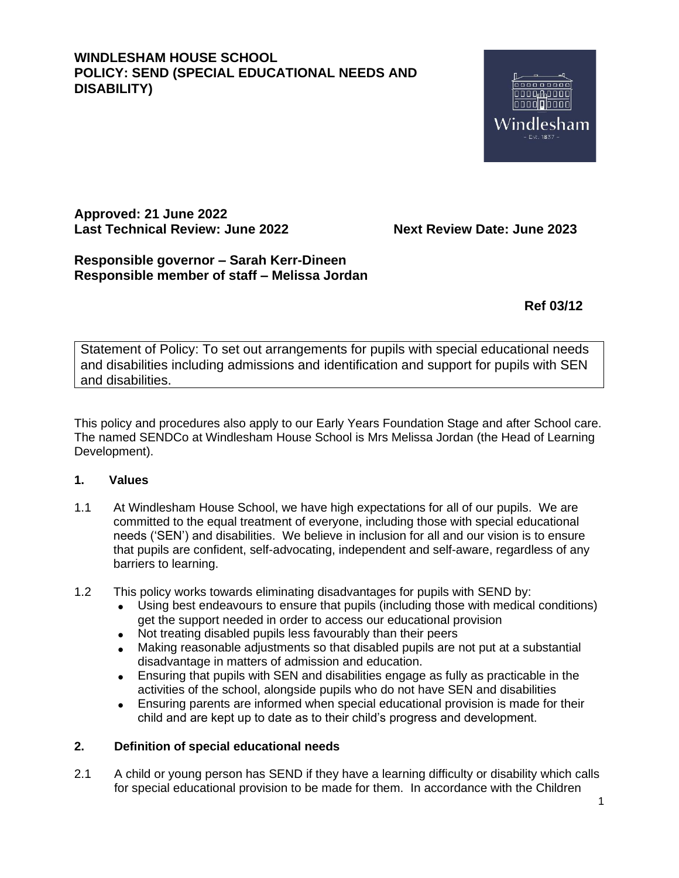# WINDLESHAM HOUSE SCHOOL
# POLICY: SEND (SPECIAL EDUCATIONAL NEEDS AND DISABILITY)

**Approved: 21 June 2022**
**Last Technical Review: June 2022** **Next Review Date: June 2023**

**Responsible governor – Sarah Kerr-Dineen**
**Responsible member of staff – Melissa Jordan**

**Ref 03/12**

Statement of Policy: To set out arrangements for pupils with special educational needs and disabilities including admissions and identification and support for pupils with SEN and disabilities.

This policy and procedures also apply to our Early Years Foundation Stage and after School care. The named SENDCo at Windlesham House School is Mrs Melissa Jordan (the Head of Learning Development).

## 1. Values

1.1 At Windlesham House School, we have high expectations for all of our pupils. We are committed to the equal treatment of everyone, including those with special educational needs ('SEN') and disabilities. We believe in inclusion for all and our vision is to ensure that pupils are confident, self-advocating, independent and self-aware, regardless of any barriers to learning.

1.2 This policy works towards eliminating disadvantages for pupils with SEND by:

- Using best endeavours to ensure that pupils (including those with medical conditions) get the support needed in order to access our educational provision
- Not treating disabled pupils less favourably than their peers
- Making reasonable adjustments so that disabled pupils are not put at a substantial disadvantage in matters of admission and education.
- Ensuring that pupils with SEN and disabilities engage as fully as practicable in the activities of the school, alongside pupils who do not have SEN and disabilities
- Ensuring parents are informed when special educational provision is made for their child and are kept up to date as to their child's progress and development.

## 2. Definition of special educational needs

2.1 A child or young person has SEND if they have a learning difficulty or disability which calls for special educational provision to be made for them. In accordance with the Children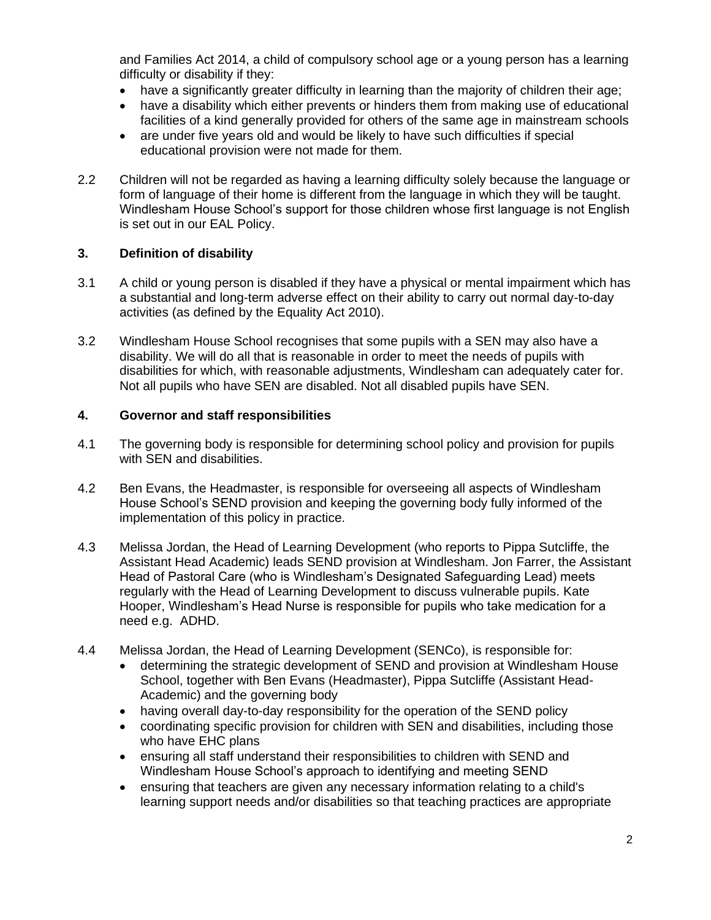and Families Act 2014, a child of compulsory school age or a young person has a learning difficulty or disability if they:

- have a significantly greater difficulty in learning than the majority of children their age;
- have a disability which either prevents or hinders them from making use of educational facilities of a kind generally provided for others of the same age in mainstream schools
- are under five years old and would be likely to have such difficulties if special educational provision were not made for them.

2.2 Children will not be regarded as having a learning difficulty solely because the language or form of language of their home is different from the language in which they will be taught. Windlesham House School's support for those children whose first language is not English is set out in our EAL Policy.

## 3. Definition of disability

3.1 A child or young person is disabled if they have a physical or mental impairment which has a substantial and long-term adverse effect on their ability to carry out normal day-to-day activities (as defined by the Equality Act 2010).

3.2 Windlesham House School recognises that some pupils with a SEN may also have a disability. We will do all that is reasonable in order to meet the needs of pupils with disabilities for which, with reasonable adjustments, Windlesham can adequately cater for. Not all pupils who have SEN are disabled. Not all disabled pupils have SEN.

## 4. Governor and staff responsibilities

4.1 The governing body is responsible for determining school policy and provision for pupils with SEN and disabilities.

4.2 Ben Evans, the Headmaster, is responsible for overseeing all aspects of Windlesham House School's SEND provision and keeping the governing body fully informed of the implementation of this policy in practice.

4.3 Melissa Jordan, the Head of Learning Development (who reports to Pippa Sutcliffe, the Assistant Head Academic) leads SEND provision at Windlesham. Jon Farrer, the Assistant Head of Pastoral Care (who is Windlesham's Designated Safeguarding Lead) meets regularly with the Head of Learning Development to discuss vulnerable pupils. Kate Hooper, Windlesham's Head Nurse is responsible for pupils who take medication for a need e.g. ADHD.

4.4 Melissa Jordan, the Head of Learning Development (SENCo), is responsible for:

- determining the strategic development of SEND and provision at Windlesham House School, together with Ben Evans (Headmaster), Pippa Sutcliffe (Assistant Head-Academic) and the governing body
- having overall day-to-day responsibility for the operation of the SEND policy
- coordinating specific provision for children with SEN and disabilities, including those who have EHC plans
- ensuring all staff understand their responsibilities to children with SEND and Windlesham House School's approach to identifying and meeting SEND
- ensuring that teachers are given any necessary information relating to a child's learning support needs and/or disabilities so that teaching practices are appropriate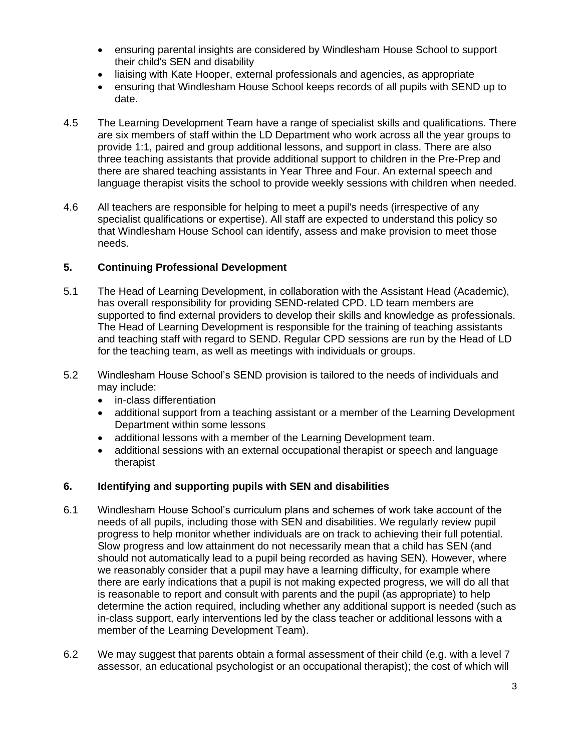- ensuring parental insights are considered by Windlesham House School to support their child's SEN and disability
- liaising with Kate Hooper, external professionals and agencies, as appropriate
- ensuring that Windlesham House School keeps records of all pupils with SEND up to date.

4.5 The Learning Development Team have a range of specialist skills and qualifications. There are six members of staff within the LD Department who work across all the year groups to provide 1:1, paired and group additional lessons, and support in class. There are also three teaching assistants that provide additional support to children in the Pre-Prep and there are shared teaching assistants in Year Three and Four. An external speech and language therapist visits the school to provide weekly sessions with children when needed.

4.6 All teachers are responsible for helping to meet a pupil's needs (irrespective of any specialist qualifications or expertise). All staff are expected to understand this policy so that Windlesham House School can identify, assess and make provision to meet those needs.

## 5. Continuing Professional Development

5.1 The Head of Learning Development, in collaboration with the Assistant Head (Academic), has overall responsibility for providing SEND-related CPD. LD team members are supported to find external providers to develop their skills and knowledge as professionals. The Head of Learning Development is responsible for the training of teaching assistants and teaching staff with regard to SEND. Regular CPD sessions are run by the Head of LD for the teaching team, as well as meetings with individuals or groups.

5.2 Windlesham House School's SEND provision is tailored to the needs of individuals and may include:

- in-class differentiation
- additional support from a teaching assistant or a member of the Learning Development Department within some lessons
- additional lessons with a member of the Learning Development team.
- additional sessions with an external occupational therapist or speech and language therapist

## 6. Identifying and supporting pupils with SEN and disabilities

6.1 Windlesham House School's curriculum plans and schemes of work take account of the needs of all pupils, including those with SEN and disabilities. We regularly review pupil progress to help monitor whether individuals are on track to achieving their full potential. Slow progress and low attainment do not necessarily mean that a child has SEN (and should not automatically lead to a pupil being recorded as having SEN). However, where we reasonably consider that a pupil may have a learning difficulty, for example where there are early indications that a pupil is not making expected progress, we will do all that is reasonable to report and consult with parents and the pupil (as appropriate) to help determine the action required, including whether any additional support is needed (such as in-class support, early interventions led by the class teacher or additional lessons with a member of the Learning Development Team).

6.2 We may suggest that parents obtain a formal assessment of their child (e.g. with a level 7 assessor, an educational psychologist or an occupational therapist); the cost of which will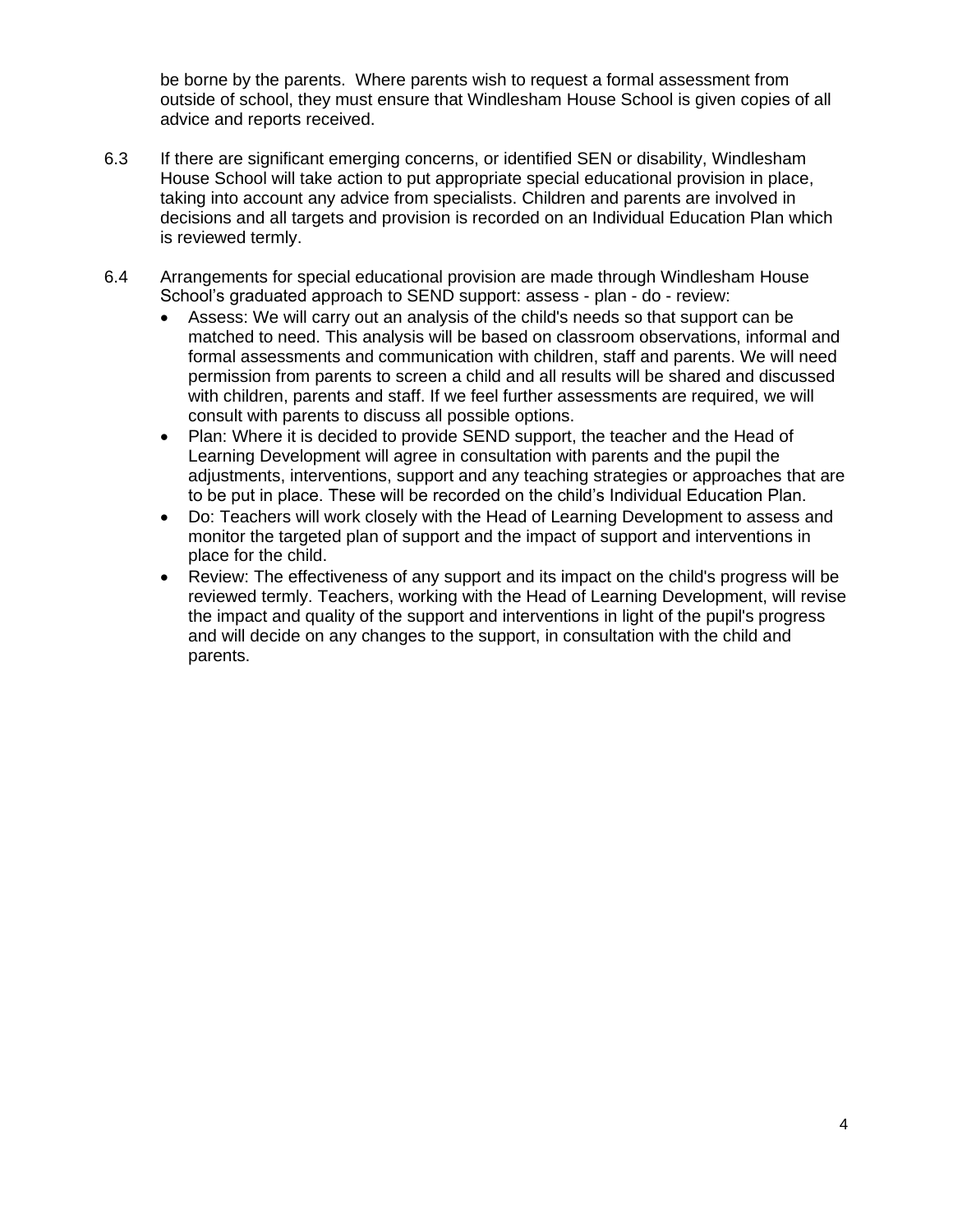be borne by the parents. Where parents wish to request a formal assessment from outside of school, they must ensure that Windlesham House School is given copies of all advice and reports received.

6.3 If there are significant emerging concerns, or identified SEN or disability, Windlesham House School will take action to put appropriate special educational provision in place, taking into account any advice from specialists. Children and parents are involved in decisions and all targets and provision is recorded on an Individual Education Plan which is reviewed termly.

6.4 Arrangements for special educational provision are made through Windlesham House School's graduated approach to SEND support: assess - plan - do - review:

- Assess: We will carry out an analysis of the child's needs so that support can be matched to need. This analysis will be based on classroom observations, informal and formal assessments and communication with children, staff and parents. We will need permission from parents to screen a child and all results will be shared and discussed with children, parents and staff. If we feel further assessments are required, we will consult with parents to discuss all possible options.
- Plan: Where it is decided to provide SEND support, the teacher and the Head of Learning Development will agree in consultation with parents and the pupil the adjustments, interventions, support and any teaching strategies or approaches that are to be put in place. These will be recorded on the child's Individual Education Plan.
- Do: Teachers will work closely with the Head of Learning Development to assess and monitor the targeted plan of support and the impact of support and interventions in place for the child.
- Review: The effectiveness of any support and its impact on the child's progress will be reviewed termly. Teachers, working with the Head of Learning Development, will revise the impact and quality of the support and interventions in light of the pupil's progress and will decide on any changes to the support, in consultation with the child and parents.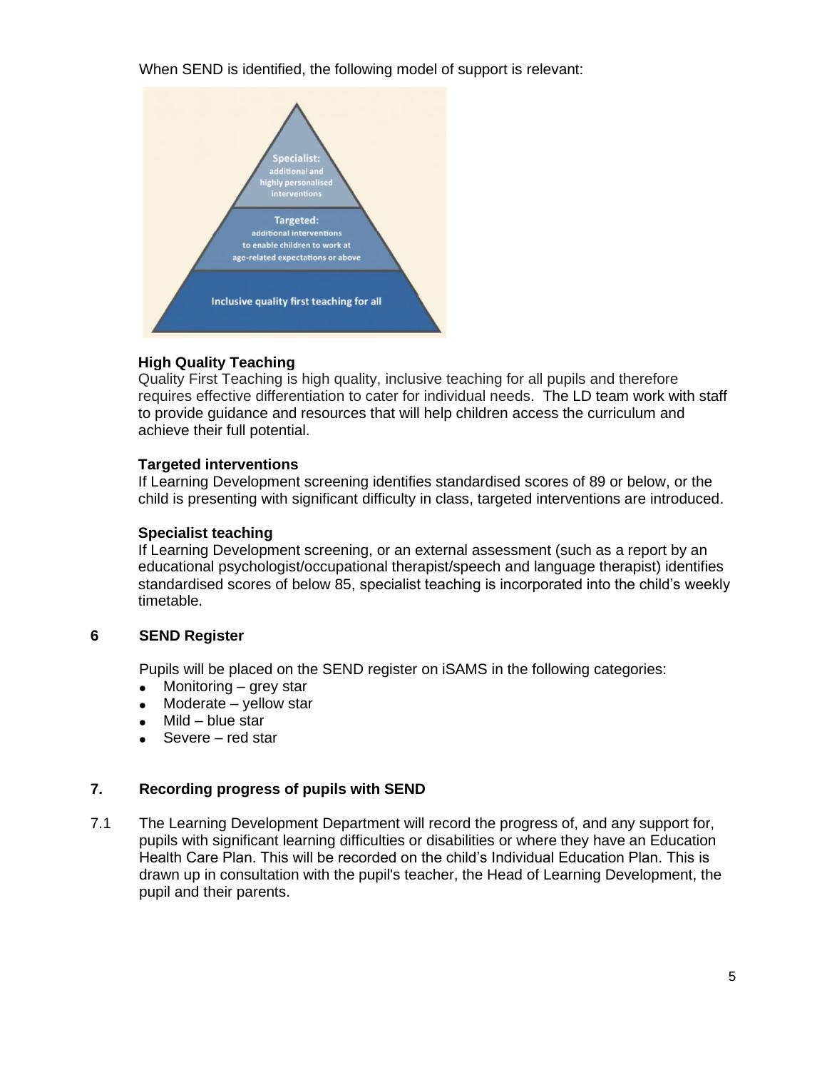When SEND is identified, the following model of support is relevant:

**High Quality Teaching**

Quality First Teaching is high quality, inclusive teaching for all pupils and therefore requires effective differentiation to cater for individual needs. The LD team work with staff to provide guidance and resources that will help children access the curriculum and achieve their full potential.

**Targeted interventions**

If Learning Development screening identifies standardised scores of 89 or below, or the child is presenting with significant difficulty in class, targeted interventions are introduced.

**Specialist teaching**

If Learning Development screening, or an external assessment (such as a report by an educational psychologist/occupational therapist/speech and language therapist) identifies standardised scores of below 85, specialist teaching is incorporated into the child's weekly timetable.

## 6 SEND Register

Pupils will be placed on the SEND register on iSAMS in the following categories:

- Monitoring – grey star
- Moderate – yellow star
- Mild – blue star
- Severe – red star

## 7. Recording progress of pupils with SEND

7.1 The Learning Development Department will record the progress of, and any support for, pupils with significant learning difficulties or disabilities or where they have an Education Health Care Plan. This will be recorded on the child's Individual Education Plan. This is drawn up in consultation with the pupil's teacher, the Head of Learning Development, the pupil and their parents.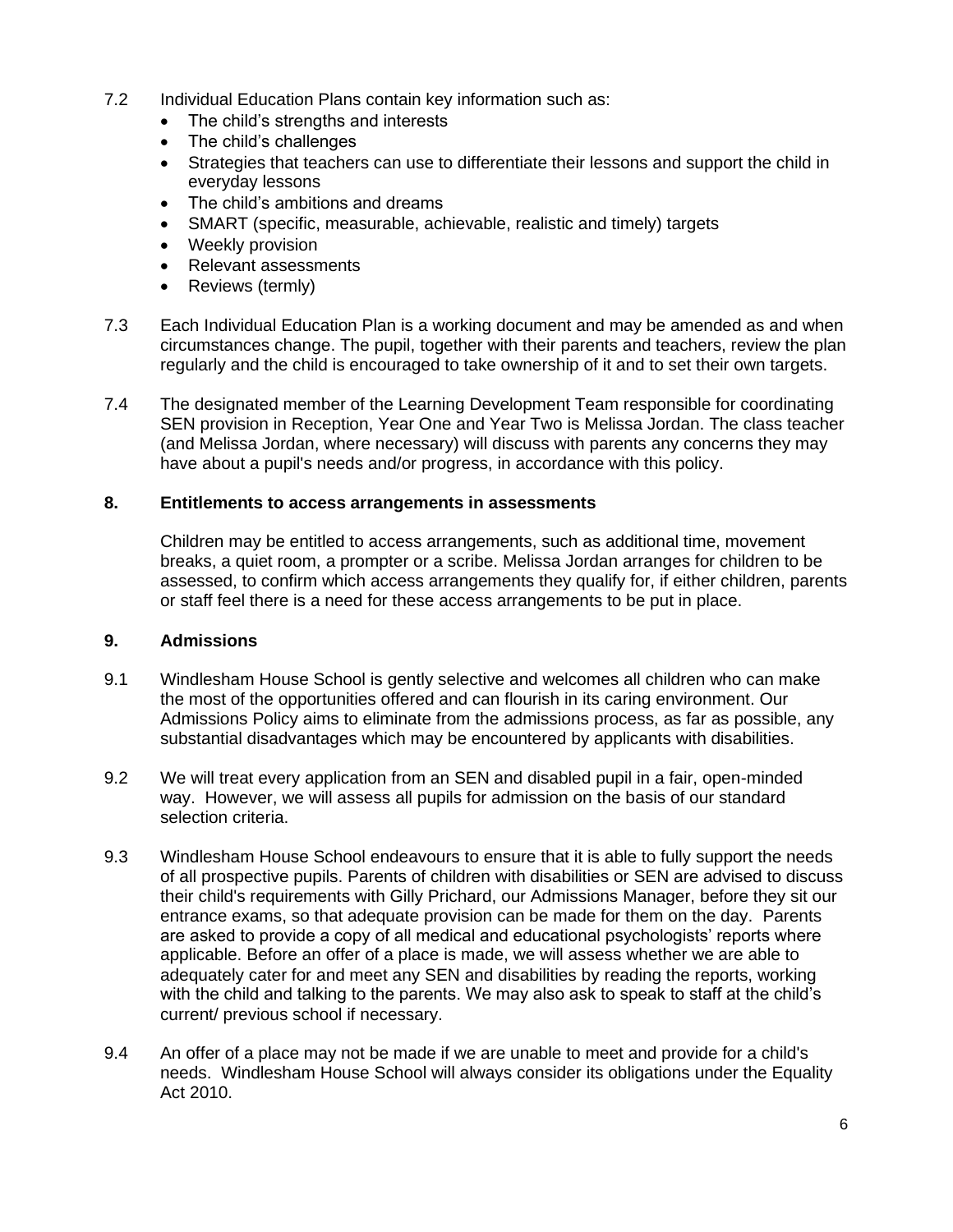7.2 Individual Education Plans contain key information such as:

- The child's strengths and interests
- The child's challenges
- Strategies that teachers can use to differentiate their lessons and support the child in everyday lessons
- The child's ambitions and dreams
- SMART (specific, measurable, achievable, realistic and timely) targets
- Weekly provision
- Relevant assessments
- Reviews (termly)

7.3 Each Individual Education Plan is a working document and may be amended as and when circumstances change. The pupil, together with their parents and teachers, review the plan regularly and the child is encouraged to take ownership of it and to set their own targets.

7.4 The designated member of the Learning Development Team responsible for coordinating SEN provision in Reception, Year One and Year Two is Melissa Jordan. The class teacher (and Melissa Jordan, where necessary) will discuss with parents any concerns they may have about a pupil's needs and/or progress, in accordance with this policy.

## 8. Entitlements to access arrangements in assessments

Children may be entitled to access arrangements, such as additional time, movement breaks, a quiet room, a prompter or a scribe. Melissa Jordan arranges for children to be assessed, to confirm which access arrangements they qualify for, if either children, parents or staff feel there is a need for these access arrangements to be put in place.

## 9. Admissions

9.1 Windlesham House School is gently selective and welcomes all children who can make the most of the opportunities offered and can flourish in its caring environment. Our Admissions Policy aims to eliminate from the admissions process, as far as possible, any substantial disadvantages which may be encountered by applicants with disabilities.

9.2 We will treat every application from an SEN and disabled pupil in a fair, open-minded way. However, we will assess all pupils for admission on the basis of our standard selection criteria.

9.3 Windlesham House School endeavours to ensure that it is able to fully support the needs of all prospective pupils. Parents of children with disabilities or SEN are advised to discuss their child's requirements with Gilly Prichard, our Admissions Manager, before they sit our entrance exams, so that adequate provision can be made for them on the day. Parents are asked to provide a copy of all medical and educational psychologists' reports where applicable. Before an offer of a place is made, we will assess whether we are able to adequately cater for and meet any SEN and disabilities by reading the reports, working with the child and talking to the parents. We may also ask to speak to staff at the child's current/ previous school if necessary.

9.4 An offer of a place may not be made if we are unable to meet and provide for a child's needs. Windlesham House School will always consider its obligations under the Equality Act 2010.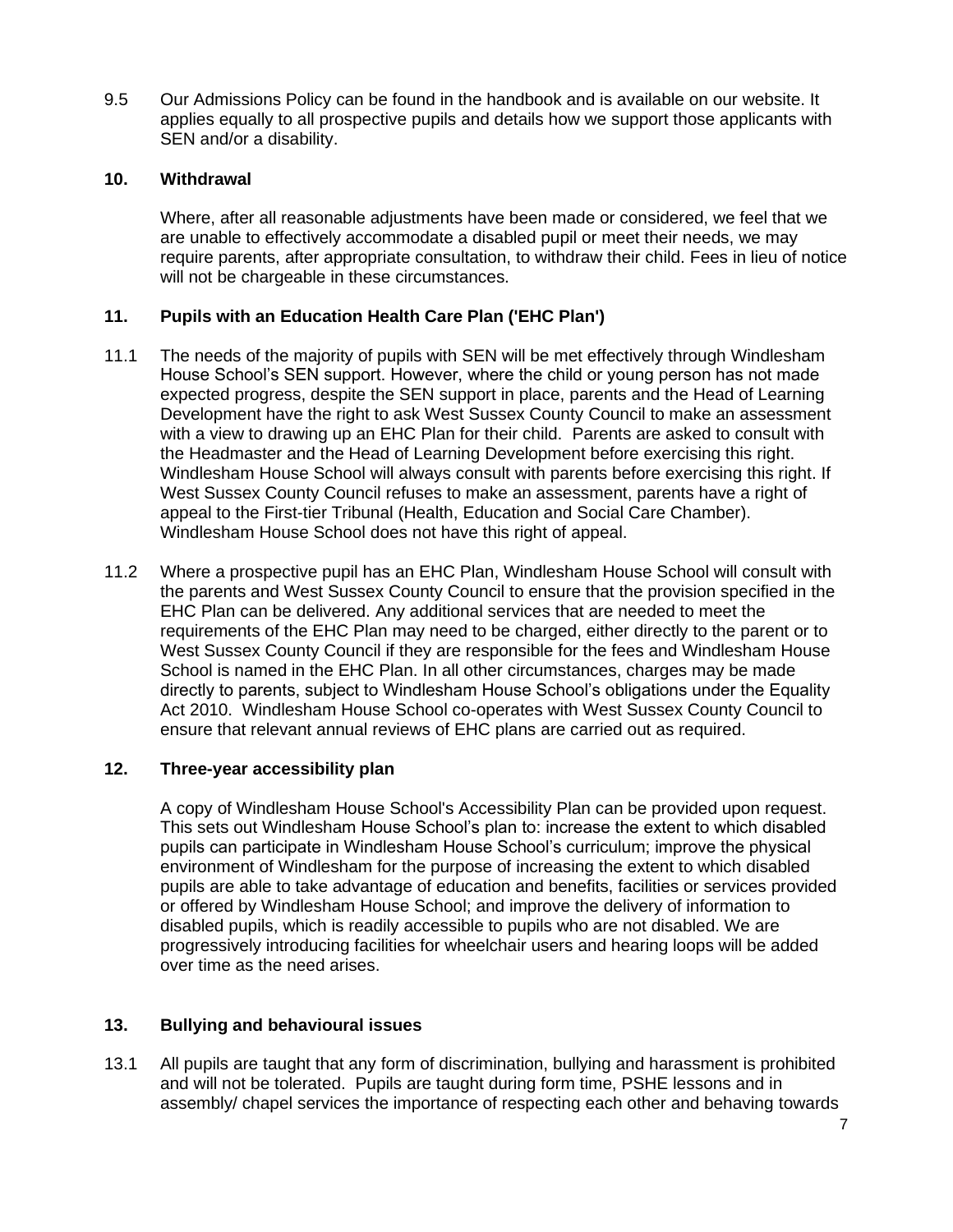9.5 Our Admissions Policy can be found in the handbook and is available on our website. It applies equally to all prospective pupils and details how we support those applicants with SEN and/or a disability.

## 10. Withdrawal

Where, after all reasonable adjustments have been made or considered, we feel that we are unable to effectively accommodate a disabled pupil or meet their needs, we may require parents, after appropriate consultation, to withdraw their child. Fees in lieu of notice will not be chargeable in these circumstances.

## 11. Pupils with an Education Health Care Plan ('EHC Plan')

11.1 The needs of the majority of pupils with SEN will be met effectively through Windlesham House School's SEN support. However, where the child or young person has not made expected progress, despite the SEN support in place, parents and the Head of Learning Development have the right to ask West Sussex County Council to make an assessment with a view to drawing up an EHC Plan for their child. Parents are asked to consult with the Headmaster and the Head of Learning Development before exercising this right. Windlesham House School will always consult with parents before exercising this right. If West Sussex County Council refuses to make an assessment, parents have a right of appeal to the First-tier Tribunal (Health, Education and Social Care Chamber). Windlesham House School does not have this right of appeal.

11.2 Where a prospective pupil has an EHC Plan, Windlesham House School will consult with the parents and West Sussex County Council to ensure that the provision specified in the EHC Plan can be delivered. Any additional services that are needed to meet the requirements of the EHC Plan may need to be charged, either directly to the parent or to West Sussex County Council if they are responsible for the fees and Windlesham House School is named in the EHC Plan. In all other circumstances, charges may be made directly to parents, subject to Windlesham House School's obligations under the Equality Act 2010. Windlesham House School co-operates with West Sussex County Council to ensure that relevant annual reviews of EHC plans are carried out as required.

## 12. Three-year accessibility plan

A copy of Windlesham House School's Accessibility Plan can be provided upon request. This sets out Windlesham House School's plan to: increase the extent to which disabled pupils can participate in Windlesham House School's curriculum; improve the physical environment of Windlesham for the purpose of increasing the extent to which disabled pupils are able to take advantage of education and benefits, facilities or services provided or offered by Windlesham House School; and improve the delivery of information to disabled pupils, which is readily accessible to pupils who are not disabled. We are progressively introducing facilities for wheelchair users and hearing loops will be added over time as the need arises.

## 13. Bullying and behavioural issues

13.1 All pupils are taught that any form of discrimination, bullying and harassment is prohibited and will not be tolerated. Pupils are taught during form time, PSHE lessons and in assembly/ chapel services the importance of respecting each other and behaving towards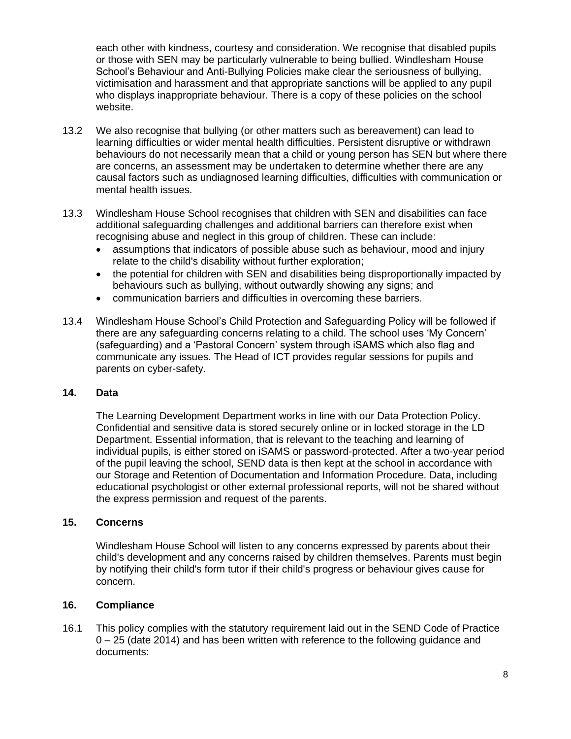each other with kindness, courtesy and consideration. We recognise that disabled pupils or those with SEN may be particularly vulnerable to being bullied. Windlesham House School's Behaviour and Anti-Bullying Policies make clear the seriousness of bullying, victimisation and harassment and that appropriate sanctions will be applied to any pupil who displays inappropriate behaviour. There is a copy of these policies on the school website.

13.2 We also recognise that bullying (or other matters such as bereavement) can lead to learning difficulties or wider mental health difficulties. Persistent disruptive or withdrawn behaviours do not necessarily mean that a child or young person has SEN but where there are concerns, an assessment may be undertaken to determine whether there are any causal factors such as undiagnosed learning difficulties, difficulties with communication or mental health issues.

13.3 Windlesham House School recognises that children with SEN and disabilities can face additional safeguarding challenges and additional barriers can therefore exist when recognising abuse and neglect in this group of children. These can include:

- assumptions that indicators of possible abuse such as behaviour, mood and injury relate to the child's disability without further exploration;
- the potential for children with SEN and disabilities being disproportionally impacted by behaviours such as bullying, without outwardly showing any signs; and
- communication barriers and difficulties in overcoming these barriers.

13.4 Windlesham House School's Child Protection and Safeguarding Policy will be followed if there are any safeguarding concerns relating to a child. The school uses 'My Concern' (safeguarding) and a 'Pastoral Concern' system through iSAMS which also flag and communicate any issues. The Head of ICT provides regular sessions for pupils and parents on cyber-safety.

## 14. Data

The Learning Development Department works in line with our Data Protection Policy. Confidential and sensitive data is stored securely online or in locked storage in the LD Department. Essential information, that is relevant to the teaching and learning of individual pupils, is either stored on iSAMS or password-protected. After a two-year period of the pupil leaving the school, SEND data is then kept at the school in accordance with our Storage and Retention of Documentation and Information Procedure. Data, including educational psychologist or other external professional reports, will not be shared without the express permission and request of the parents.

## 15. Concerns

Windlesham House School will listen to any concerns expressed by parents about their child's development and any concerns raised by children themselves. Parents must begin by notifying their child's form tutor if their child's progress or behaviour gives cause for concern.

## 16. Compliance

16.1 This policy complies with the statutory requirement laid out in the SEND Code of Practice 0 – 25 (date 2014) and has been written with reference to the following guidance and documents: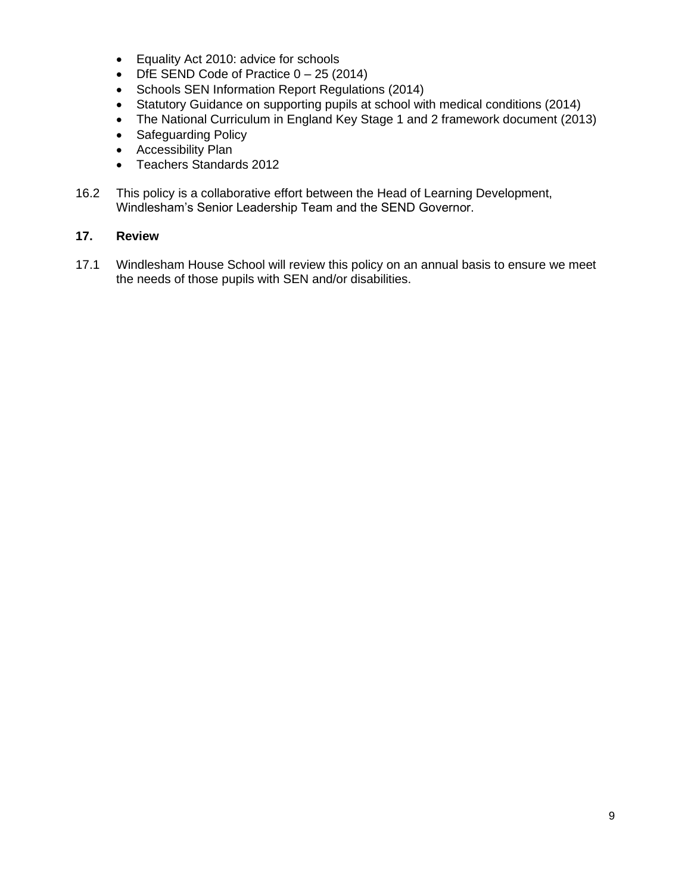- Equality Act 2010: advice for schools
- DfE SEND Code of Practice 0 – 25 (2014)
- Schools SEN Information Report Regulations (2014)
- Statutory Guidance on supporting pupils at school with medical conditions (2014)
- The National Curriculum in England Key Stage 1 and 2 framework document (2013)
- Safeguarding Policy
- Accessibility Plan
- Teachers Standards 2012

16.2 This policy is a collaborative effort between the Head of Learning Development, Windlesham's Senior Leadership Team and the SEND Governor.

## 17. Review

17.1 Windlesham House School will review this policy on an annual basis to ensure we meet the needs of those pupils with SEN and/or disabilities.